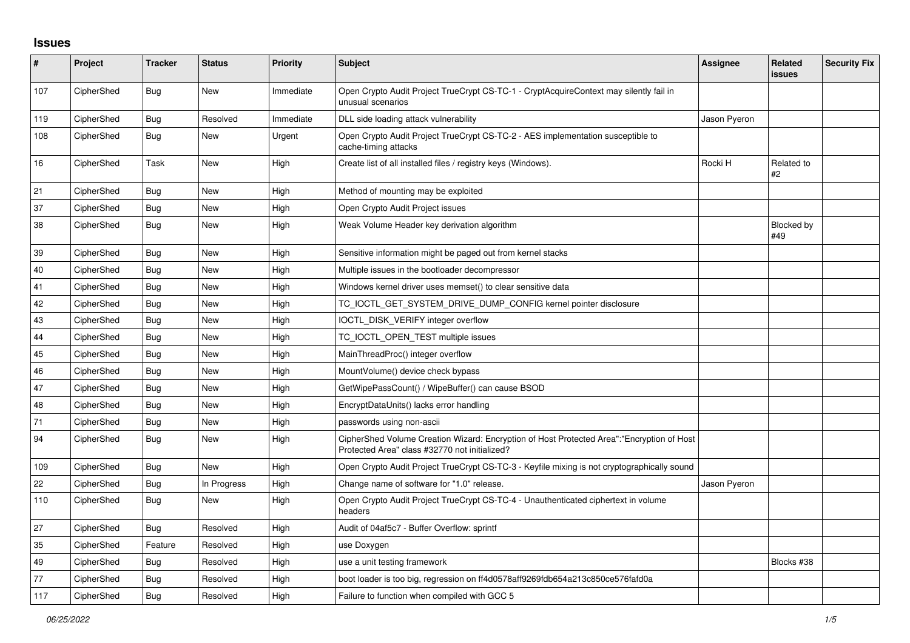# Issues

| # | Project | Tracker | Status | Priority | Subject | Assignee | Related issues | Security Fix |
|---|---|---|---|---|---|---|---|---|
| 107 | CipherShed | Bug | New | Immediate | Open Crypto Audit Project TrueCrypt CS-TC-1 - CryptAcquireContext may silently fail in unusual scenarios | | | |
| 119 | CipherShed | Bug | Resolved | Immediate | DLL side loading attack vulnerability | Jason Pyeron | | |
| 108 | CipherShed | Bug | New | Urgent | Open Crypto Audit Project TrueCrypt CS-TC-2 - AES implementation susceptible to cache-timing attacks | | | |
| 16 | CipherShed | Task | New | High | Create list of all installed files / registry keys (Windows). | Rocki H | Related to #2 | |
| 21 | CipherShed | Bug | New | High | Method of mounting may be exploited | | | |
| 37 | CipherShed | Bug | New | High | Open Crypto Audit Project issues | | | |
| 38 | CipherShed | Bug | New | High | Weak Volume Header key derivation algorithm | | Blocked by #49 | |
| 39 | CipherShed | Bug | New | High | Sensitive information might be paged out from kernel stacks | | | |
| 40 | CipherShed | Bug | New | High | Multiple issues in the bootloader decompressor | | | |
| 41 | CipherShed | Bug | New | High | Windows kernel driver uses memset() to clear sensitive data | | | |
| 42 | CipherShed | Bug | New | High | TC_IOCTL_GET_SYSTEM_DRIVE_DUMP_CONFIG kernel pointer disclosure | | | |
| 43 | CipherShed | Bug | New | High | IOCTL_DISK_VERIFY integer overflow | | | |
| 44 | CipherShed | Bug | New | High | TC_IOCTL_OPEN_TEST multiple issues | | | |
| 45 | CipherShed | Bug | New | High | MainThreadProc() integer overflow | | | |
| 46 | CipherShed | Bug | New | High | MountVolume() device check bypass | | | |
| 47 | CipherShed | Bug | New | High | GetWipePassCount() / WipeBuffer() can cause BSOD | | | |
| 48 | CipherShed | Bug | New | High | EncryptDataUnits() lacks error handling | | | |
| 71 | CipherShed | Bug | New | High | passwords using non-ascii | | | |
| 94 | CipherShed | Bug | New | High | CipherShed Volume Creation Wizard: Encryption of Host Protected Area":"Encryption of Host Protected Area" class #32770 not initialized? | | | |
| 109 | CipherShed | Bug | New | High | Open Crypto Audit Project TrueCrypt CS-TC-3 - Keyfile mixing is not cryptographically sound | | | |
| 22 | CipherShed | Bug | In Progress | High | Change name of software for "1.0" release. | Jason Pyeron | | |
| 110 | CipherShed | Bug | New | High | Open Crypto Audit Project TrueCrypt CS-TC-4 - Unauthenticated ciphertext in volume headers | | | |
| 27 | CipherShed | Bug | Resolved | High | Audit of 04af5c7 - Buffer Overflow: sprintf | | | |
| 35 | CipherShed | Feature | Resolved | High | use Doxygen | | | |
| 49 | CipherShed | Bug | Resolved | High | use a unit testing framework | | Blocks #38 | |
| 77 | CipherShed | Bug | Resolved | High | boot loader is too big, regression on ff4d0578aff9269fdb654a213c850ce576fafd0a | | | |
| 117 | CipherShed | Bug | Resolved | High | Failure to function when compiled with GCC 5 | | | |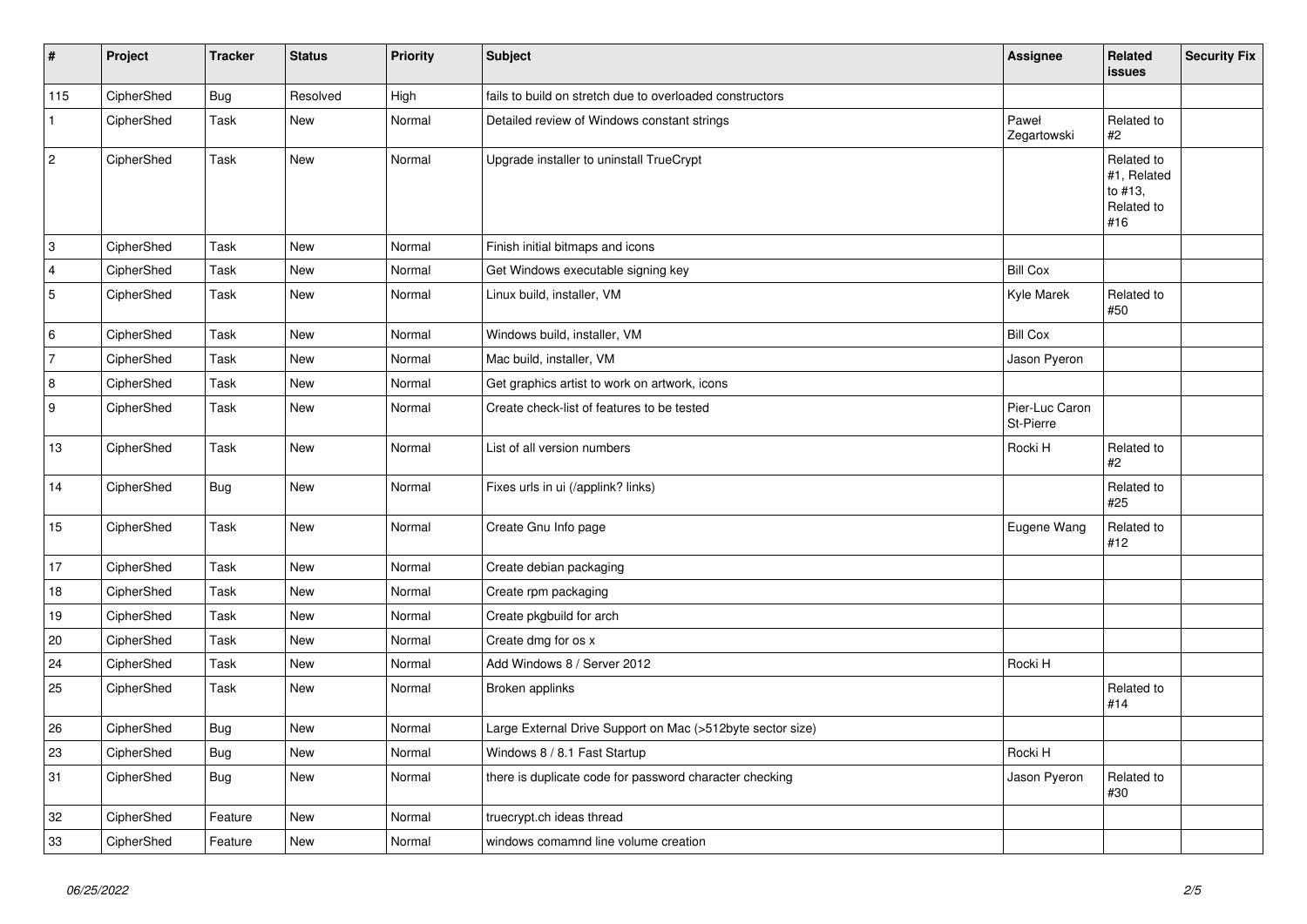| # | Project | Tracker | Status | Priority | Subject | Assignee | Related issues | Security Fix |
|---|---|---|---|---|---|---|---|---|
| 115 | CipherShed | Bug | Resolved | High | fails to build on stretch due to overloaded constructors | | | |
| 1 | CipherShed | Task | New | Normal | Detailed review of Windows constant strings | Paweł Zegartowski | Related to #2 | |
| 2 | CipherShed | Task | New | Normal | Upgrade installer to uninstall TrueCrypt | | Related to #1, Related to #13, Related to #16 | |
| 3 | CipherShed | Task | New | Normal | Finish initial bitmaps and icons | | | |
| 4 | CipherShed | Task | New | Normal | Get Windows executable signing key | Bill Cox | | |
| 5 | CipherShed | Task | New | Normal | Linux build, installer, VM | Kyle Marek | Related to #50 | |
| 6 | CipherShed | Task | New | Normal | Windows build, installer, VM | Bill Cox | | |
| 7 | CipherShed | Task | New | Normal | Mac build, installer, VM | Jason Pyeron | | |
| 8 | CipherShed | Task | New | Normal | Get graphics artist to work on artwork, icons | | | |
| 9 | CipherShed | Task | New | Normal | Create check-list of features to be tested | Pier-Luc Caron St-Pierre | | |
| 13 | CipherShed | Task | New | Normal | List of all version numbers | Rocki H | Related to #2 | |
| 14 | CipherShed | Bug | New | Normal | Fixes urls in ui (/applink? links) | | Related to #25 | |
| 15 | CipherShed | Task | New | Normal | Create Gnu Info page | Eugene Wang | Related to #12 | |
| 17 | CipherShed | Task | New | Normal | Create debian packaging | | | |
| 18 | CipherShed | Task | New | Normal | Create rpm packaging | | | |
| 19 | CipherShed | Task | New | Normal | Create pkgbuild for arch | | | |
| 20 | CipherShed | Task | New | Normal | Create dmg for os x | | | |
| 24 | CipherShed | Task | New | Normal | Add Windows 8 / Server 2012 | Rocki H | | |
| 25 | CipherShed | Task | New | Normal | Broken applinks | | Related to #14 | |
| 26 | CipherShed | Bug | New | Normal | Large External Drive Support on Mac (>512byte sector size) | | | |
| 23 | CipherShed | Bug | New | Normal | Windows 8 / 8.1 Fast Startup | Rocki H | | |
| 31 | CipherShed | Bug | New | Normal | there is duplicate code for password character checking | Jason Pyeron | Related to #30 | |
| 32 | CipherShed | Feature | New | Normal | truecrypt.ch ideas thread | | | |
| 33 | CipherShed | Feature | New | Normal | windows comamnd line volume creation | | | |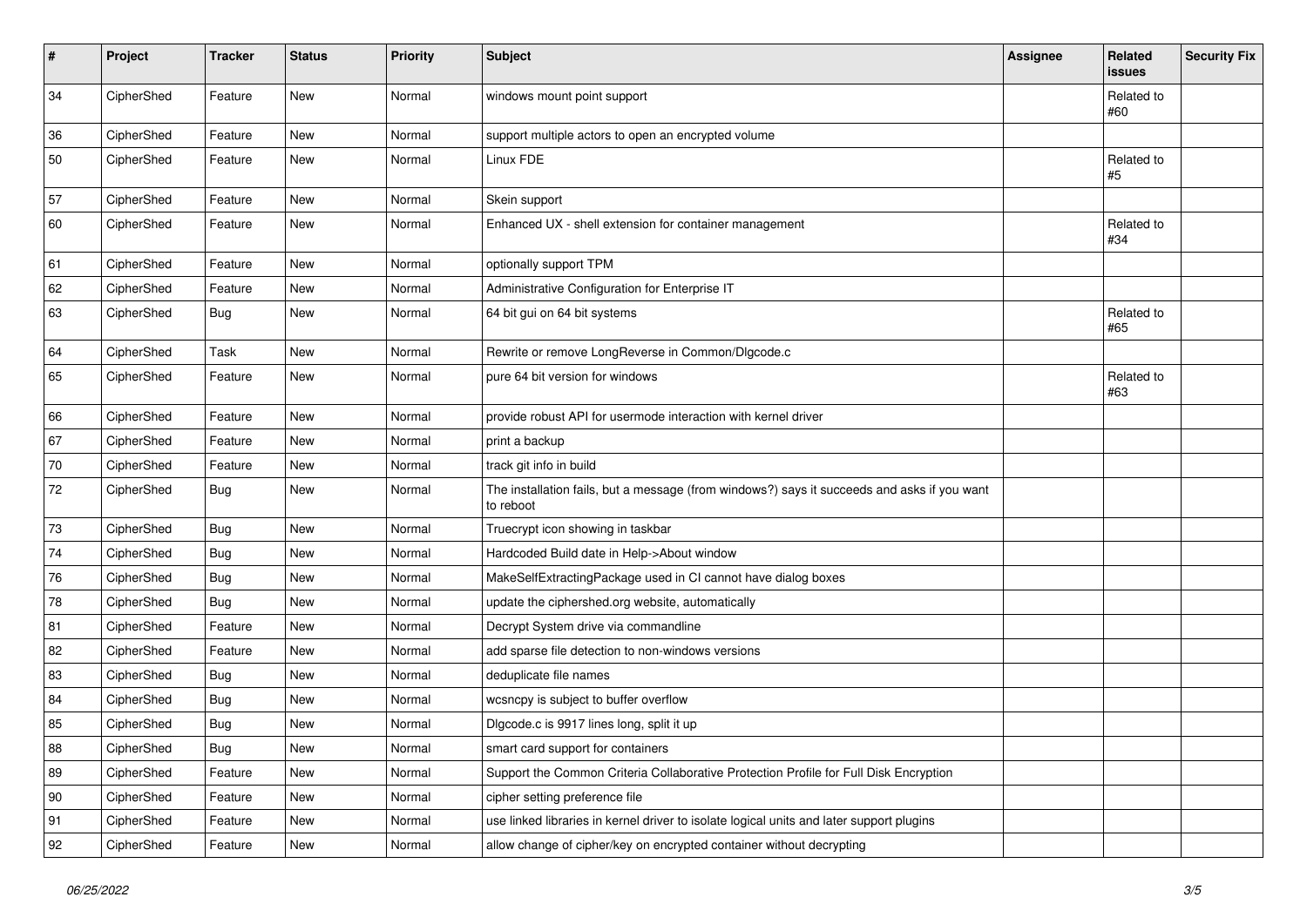| # | Project | Tracker | Status | Priority | Subject | Assignee | Related issues | Security Fix |
|---|---|---|---|---|---|---|---|---|
| 34 | CipherShed | Feature | New | Normal | windows mount point support | | Related to #60 | |
| 36 | CipherShed | Feature | New | Normal | support multiple actors to open an encrypted volume | | | |
| 50 | CipherShed | Feature | New | Normal | Linux FDE | | Related to #5 | |
| 57 | CipherShed | Feature | New | Normal | Skein support | | | |
| 60 | CipherShed | Feature | New | Normal | Enhanced UX - shell extension for container management | | Related to #34 | |
| 61 | CipherShed | Feature | New | Normal | optionally support TPM | | | |
| 62 | CipherShed | Feature | New | Normal | Administrative Configuration for Enterprise IT | | | |
| 63 | CipherShed | Bug | New | Normal | 64 bit gui on 64 bit systems | | Related to #65 | |
| 64 | CipherShed | Task | New | Normal | Rewrite or remove LongReverse in Common/Dlgcode.c | | | |
| 65 | CipherShed | Feature | New | Normal | pure 64 bit version for windows | | Related to #63 | |
| 66 | CipherShed | Feature | New | Normal | provide robust API for usermode interaction with kernel driver | | | |
| 67 | CipherShed | Feature | New | Normal | print a backup | | | |
| 70 | CipherShed | Feature | New | Normal | track git info in build | | | |
| 72 | CipherShed | Bug | New | Normal | The installation fails, but a message (from windows?) says it succeeds and asks if you want to reboot | | | |
| 73 | CipherShed | Bug | New | Normal | Truecrypt icon showing in taskbar | | | |
| 74 | CipherShed | Bug | New | Normal | Hardcoded Build date in Help->About window | | | |
| 76 | CipherShed | Bug | New | Normal | MakeSelfExtractingPackage used in CI cannot have dialog boxes | | | |
| 78 | CipherShed | Bug | New | Normal | update the ciphershed.org website, automatically | | | |
| 81 | CipherShed | Feature | New | Normal | Decrypt System drive via commandline | | | |
| 82 | CipherShed | Feature | New | Normal | add sparse file detection to non-windows versions | | | |
| 83 | CipherShed | Bug | New | Normal | deduplicate file names | | | |
| 84 | CipherShed | Bug | New | Normal | wcsncpy is subject to buffer overflow | | | |
| 85 | CipherShed | Bug | New | Normal | Dlgcode.c is 9917 lines long, split it up | | | |
| 88 | CipherShed | Bug | New | Normal | smart card support for containers | | | |
| 89 | CipherShed | Feature | New | Normal | Support the Common Criteria Collaborative Protection Profile for Full Disk Encryption | | | |
| 90 | CipherShed | Feature | New | Normal | cipher setting preference file | | | |
| 91 | CipherShed | Feature | New | Normal | use linked libraries in kernel driver to isolate logical units and later support plugins | | | |
| 92 | CipherShed | Feature | New | Normal | allow change of cipher/key on encrypted container without decrypting | | | |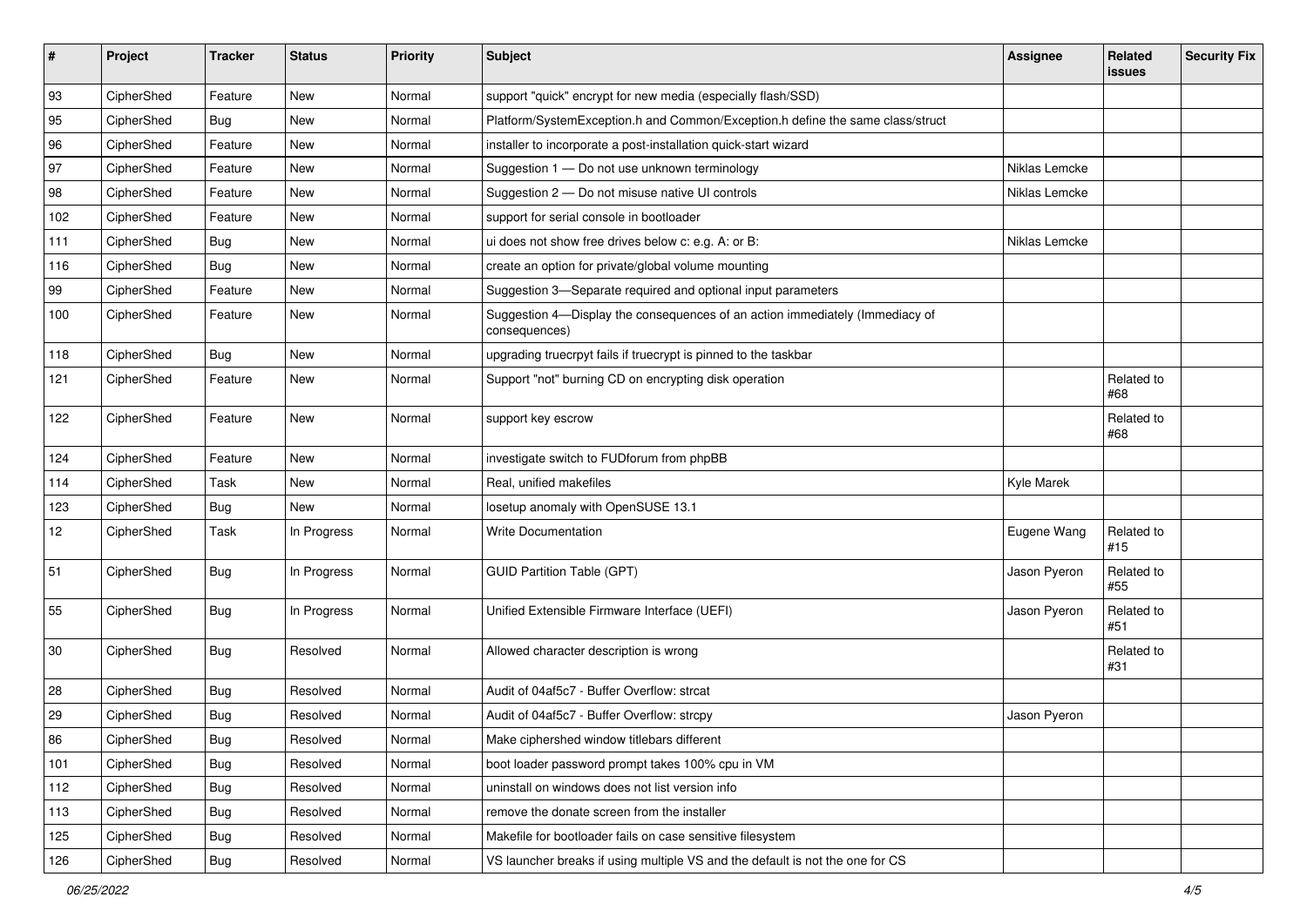| # | Project | Tracker | Status | Priority | Subject | Assignee | Related issues | Security Fix |
|---|---|---|---|---|---|---|---|---|
| 93 | CipherShed | Feature | New | Normal | support "quick" encrypt for new media (especially flash/SSD) | | | |
| 95 | CipherShed | Bug | New | Normal | Platform/SystemException.h and Common/Exception.h define the same class/struct | | | |
| 96 | CipherShed | Feature | New | Normal | installer to incorporate a post-installation quick-start wizard | | | |
| 97 | CipherShed | Feature | New | Normal | Suggestion 1 — Do not use unknown terminology | Niklas Lemcke | | |
| 98 | CipherShed | Feature | New | Normal | Suggestion 2 — Do not misuse native UI controls | Niklas Lemcke | | |
| 102 | CipherShed | Feature | New | Normal | support for serial console in bootloader | | | |
| 111 | CipherShed | Bug | New | Normal | ui does not show free drives below c: e.g. A: or B: | Niklas Lemcke | | |
| 116 | CipherShed | Bug | New | Normal | create an option for private/global volume mounting | | | |
| 99 | CipherShed | Feature | New | Normal | Suggestion 3—Separate required and optional input parameters | | | |
| 100 | CipherShed | Feature | New | Normal | Suggestion 4—Display the consequences of an action immediately (Immediacy of consequences) | | | |
| 118 | CipherShed | Bug | New | Normal | upgrading truecrpyt fails if truecrypt is pinned to the taskbar | | | |
| 121 | CipherShed | Feature | New | Normal | Support "not" burning CD on encrypting disk operation | | Related to #68 | |
| 122 | CipherShed | Feature | New | Normal | support key escrow | | Related to #68 | |
| 124 | CipherShed | Feature | New | Normal | investigate switch to FUDforum from phpBB | | | |
| 114 | CipherShed | Task | New | Normal | Real, unified makefiles | Kyle Marek | | |
| 123 | CipherShed | Bug | New | Normal | losetup anomaly with OpenSUSE 13.1 | | | |
| 12 | CipherShed | Task | In Progress | Normal | Write Documentation | Eugene Wang | Related to #15 | |
| 51 | CipherShed | Bug | In Progress | Normal | GUID Partition Table (GPT) | Jason Pyeron | Related to #55 | |
| 55 | CipherShed | Bug | In Progress | Normal | Unified Extensible Firmware Interface (UEFI) | Jason Pyeron | Related to #51 | |
| 30 | CipherShed | Bug | Resolved | Normal | Allowed character description is wrong | | Related to #31 | |
| 28 | CipherShed | Bug | Resolved | Normal | Audit of 04af5c7 - Buffer Overflow: strcat | | | |
| 29 | CipherShed | Bug | Resolved | Normal | Audit of 04af5c7 - Buffer Overflow: strcpy | Jason Pyeron | | |
| 86 | CipherShed | Bug | Resolved | Normal | Make ciphershed window titlebars different | | | |
| 101 | CipherShed | Bug | Resolved | Normal | boot loader password prompt takes 100% cpu in VM | | | |
| 112 | CipherShed | Bug | Resolved | Normal | uninstall on windows does not list version info | | | |
| 113 | CipherShed | Bug | Resolved | Normal | remove the donate screen from the installer | | | |
| 125 | CipherShed | Bug | Resolved | Normal | Makefile for bootloader fails on case sensitive filesystem | | | |
| 126 | CipherShed | Bug | Resolved | Normal | VS launcher breaks if using multiple VS and the default is not the one for CS | | | |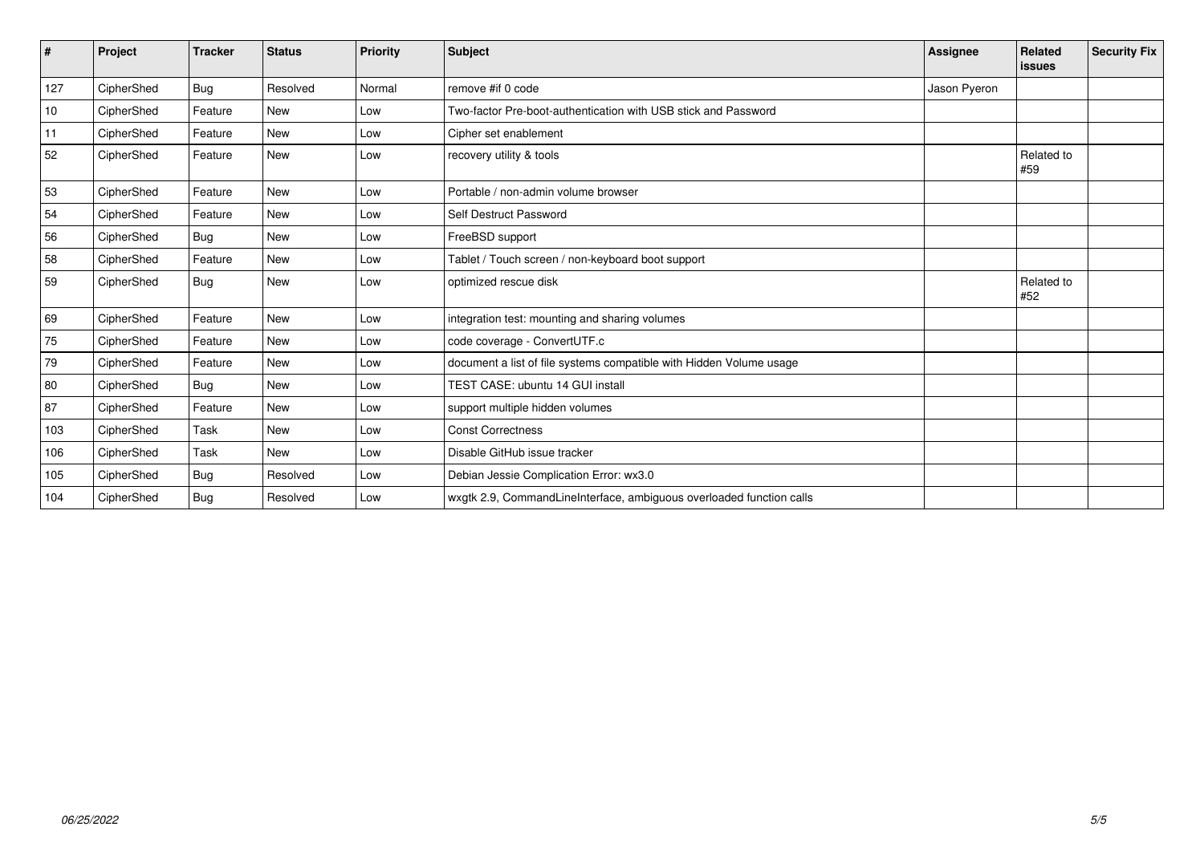| # | Project | Tracker | Status | Priority | Subject | Assignee | Related issues | Security Fix |
|---|---|---|---|---|---|---|---|---|
| 127 | CipherShed | Bug | Resolved | Normal | remove #if 0 code | Jason Pyeron | | |
| 10 | CipherShed | Feature | New | Low | Two-factor Pre-boot-authentication with USB stick and Password | | | |
| 11 | CipherShed | Feature | New | Low | Cipher set enablement | | | |
| 52 | CipherShed | Feature | New | Low | recovery utility & tools | | Related to #59 | |
| 53 | CipherShed | Feature | New | Low | Portable / non-admin volume browser | | | |
| 54 | CipherShed | Feature | New | Low | Self Destruct Password | | | |
| 56 | CipherShed | Bug | New | Low | FreeBSD support | | | |
| 58 | CipherShed | Feature | New | Low | Tablet / Touch screen / non-keyboard boot support | | | |
| 59 | CipherShed | Bug | New | Low | optimized rescue disk | | Related to #52 | |
| 69 | CipherShed | Feature | New | Low | integration test: mounting and sharing volumes | | | |
| 75 | CipherShed | Feature | New | Low | code coverage - ConvertUTF.c | | | |
| 79 | CipherShed | Feature | New | Low | document a list of file systems compatible with Hidden Volume usage | | | |
| 80 | CipherShed | Bug | New | Low | TEST CASE: ubuntu 14 GUI install | | | |
| 87 | CipherShed | Feature | New | Low | support multiple hidden volumes | | | |
| 103 | CipherShed | Task | New | Low | Const Correctness | | | |
| 106 | CipherShed | Task | New | Low | Disable GitHub issue tracker | | | |
| 105 | CipherShed | Bug | Resolved | Low | Debian Jessie Complication Error: wx3.0 | | | |
| 104 | CipherShed | Bug | Resolved | Low | wxgtk 2.9, CommandLineInterface, ambiguous overloaded function calls | | | |